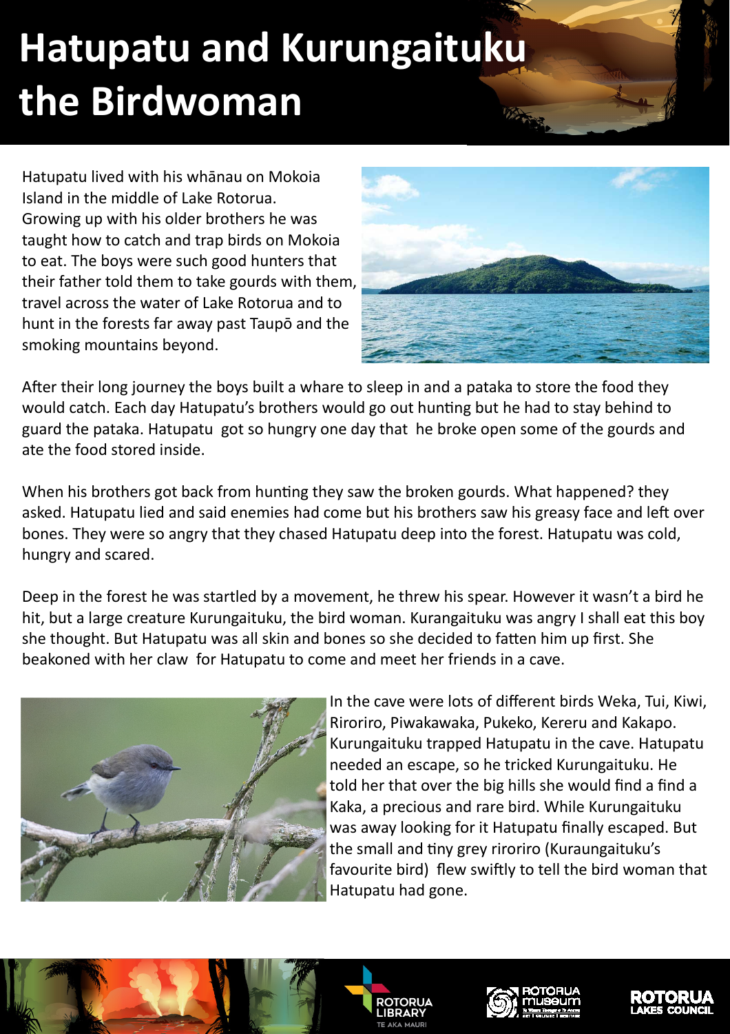# Hatupatu and Kurungaituku the Birdwoman

Hatupatu lived with his whānau on Mokoia Island in the middle of Lake Rotorua. Growing up with his older brothers he was taught how to catch and trap birds on Mokoia to eat. The boys were such good hunters that their father told them to take gourds with them, travel across the water of Lake Rotorua and to hunt in the forests far away past Taupō and the smoking mountains beyond.

After their long journey the boys built a whare to sleep in and a pataka to store the food they would catch. Each day Hatupatu's brothers would go out hunting but he had to stay behind to guard the pataka. Hatupatu got so hungry one day that he broke open some of the gourds and ate the food stored inside.

When his brothers got back from hunting they saw the broken gourds. What happened? they asked. Hatupatu lied and said enemies had come but his brothers saw his greasy face and left over bones. They were so angry that they chased Hatupatu deep into the forest. Hatupatu was cold, hungry and scared.

Deep in the forest he was startled by a movement, he threw his spear. However it wasn't a bird he hit, but a large creature Kurungaituku, the bird woman. Kurangaituku was angry I shall eat this boy she thought. But Hatupatu was all skin and bones so she decided to fatten him up first. She beakoned with her claw for Hatupatu to come and meet her friends in a cave.

In the cave were lots of different birds Weka, Tui, Kiwi, Riroriro, Piwakawaka, Pukeko, Kereru and Kakapo. Kurungaituku trapped Hatupatu in the cave. Hatupatu needed an escape, so he tricked Kurungaituku. He told her that over the big hills she would find a find a Kaka, a precious and rare bird. While Kurungaituku was away looking for it Hatupatu finally escaped. But the small and tiny grey riroriro (Kuraungaituku's favourite bird) flew swiftly to tell the bird woman that Hatupatu had gone.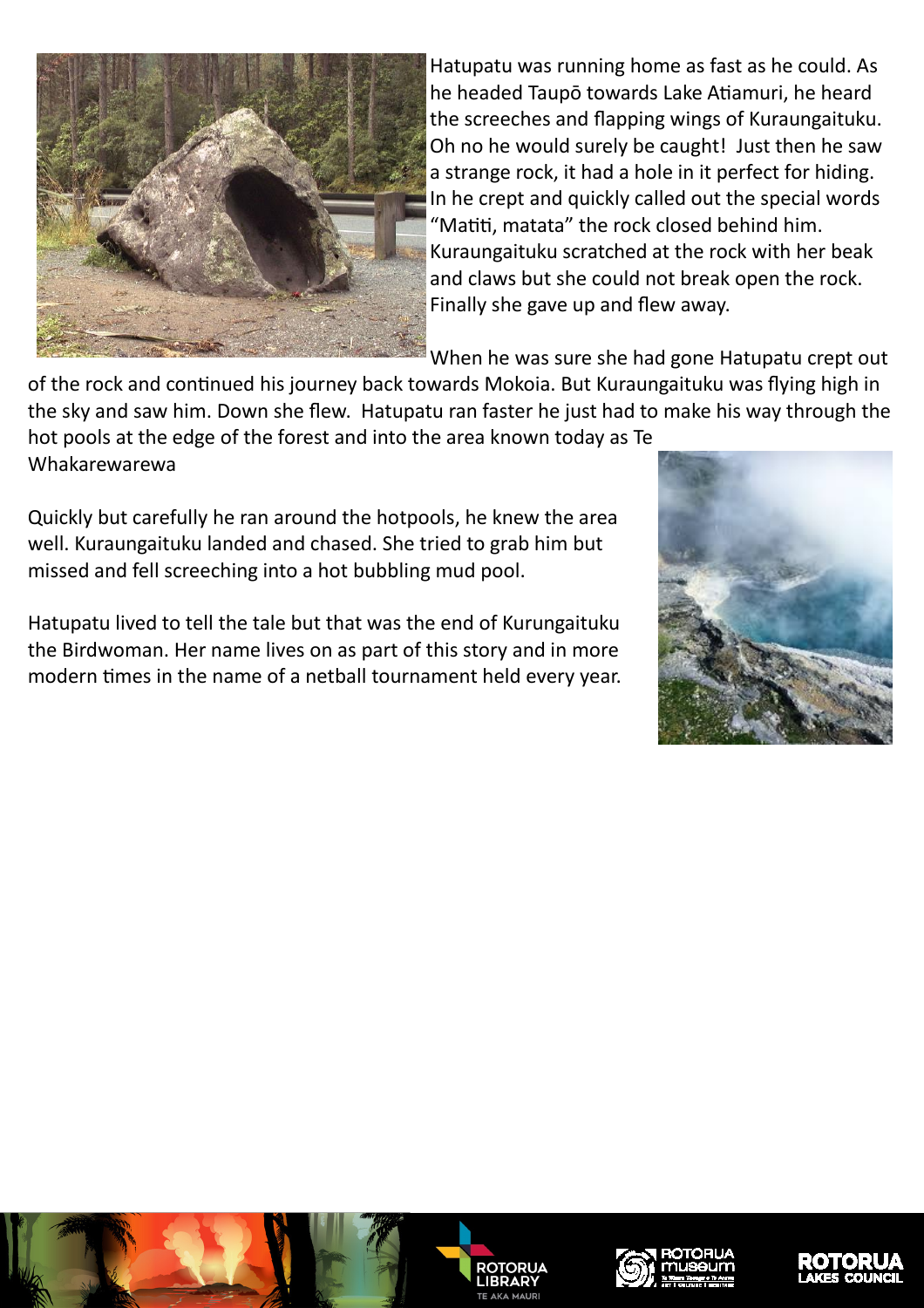Hatupatu was running home as fast as he could. As he headed Taupō towards Lake Atiamuri, he heard the screeches and flapping wings of Kuraungaituku. Oh no he would surely be caught! Just then he saw a strange rock, it had a hole in it perfect for hiding. In he crept and quickly called out the special words "Matiti, matata" the rock closed behind him. Kuraungaituku scratched at the rock with her beak and claws but she could not break open the rock. Finally she gave up and flew away.

When he was sure she had gone Hatupatu crept out of the rock and continued his journey back towards Mokoia. But Kuraungaituku was flying high in the sky and saw him. Down she flew. Hatupatu ran faster he just had to make his way through the hot pools at the edge of the forest and into the area known today as Te Whakarewarewa

Quickly but carefully he ran around the hotpools, he knew the area well. Kuraungaituku landed and chased. She tried to grab him but missed and fell screeching into a hot bubbling mud pool.

Hatupatu lived to tell the tale but that was the end of Kurungaituku the Birdwoman. Her name lives on as part of this story and in more modern times in the name of a netball tournament held every year.